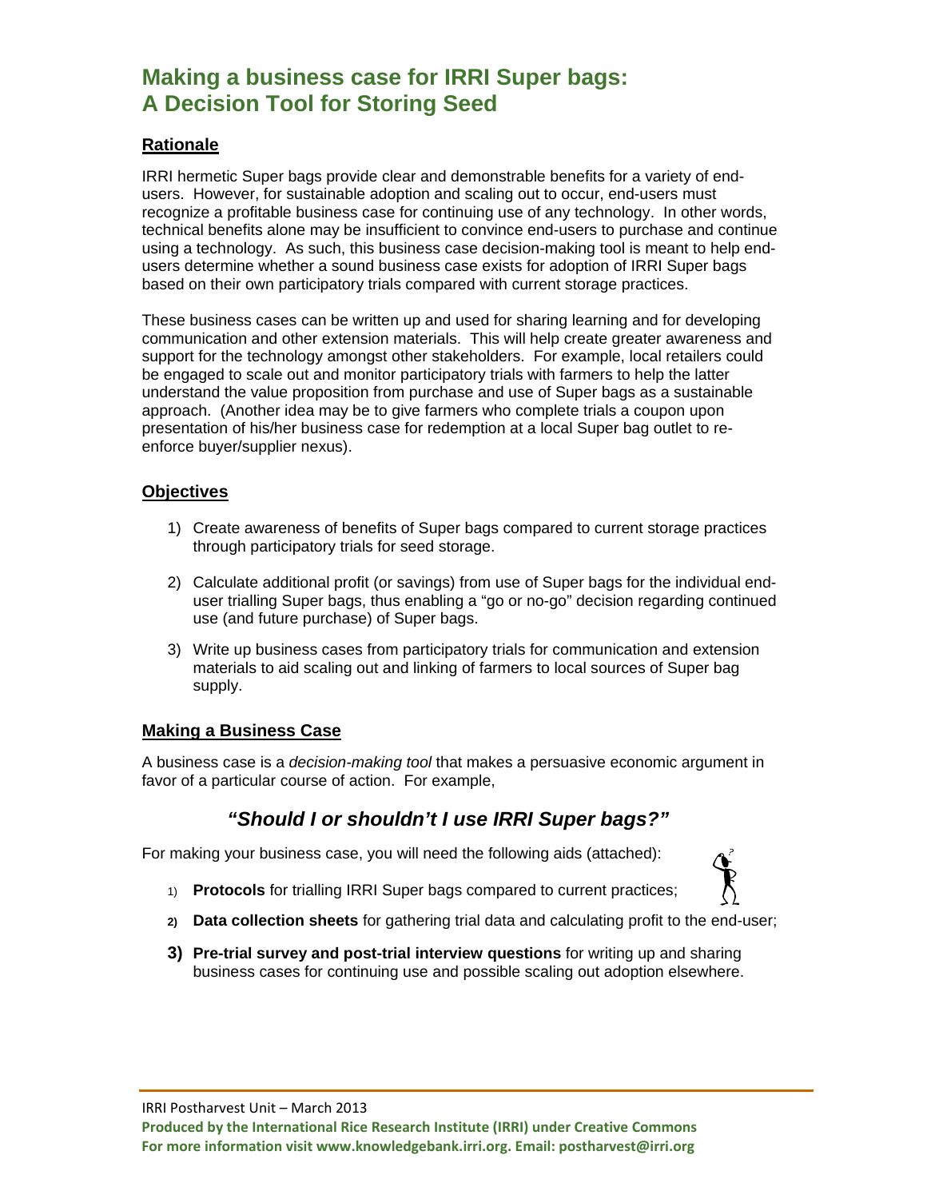# Making a business case for IRRI Super bags: A Decision Tool for Storing Seed

## Rationale

IRRI hermetic Super bags provide clear and demonstrable benefits for a variety of end-users. However, for sustainable adoption and scaling out to occur, end-users must recognize a profitable business case for continuing use of any technology. In other words, technical benefits alone may be insufficient to convince end-users to purchase and continue using a technology. As such, this business case decision-making tool is meant to help end-users determine whether a sound business case exists for adoption of IRRI Super bags based on their own participatory trials compared with current storage practices.

These business cases can be written up and used for sharing learning and for developing communication and other extension materials. This will help create greater awareness and support for the technology amongst other stakeholders. For example, local retailers could be engaged to scale out and monitor participatory trials with farmers to help the latter understand the value proposition from purchase and use of Super bags as a sustainable approach. (Another idea may be to give farmers who complete trials a coupon upon presentation of his/her business case for redemption at a local Super bag outlet to re-enforce buyer/supplier nexus).

## Objectives

1) Create awareness of benefits of Super bags compared to current storage practices through participatory trials for seed storage.
2) Calculate additional profit (or savings) from use of Super bags for the individual end-user trialling Super bags, thus enabling a "go or no-go" decision regarding continued use (and future purchase) of Super bags.
3) Write up business cases from participatory trials for communication and extension materials to aid scaling out and linking of farmers to local sources of Super bag supply.

## Making a Business Case

A business case is a *decision-making tool* that makes a persuasive economic argument in favor of a particular course of action. For example,

***"Should I or shouldn't I use IRRI Super bags?"***

For making your business case, you will need the following aids (attached):

1) **Protocols** for trialling IRRI Super bags compared to current practices;
2) **Data collection sheets** for gathering trial data and calculating profit to the end-user;
3) **Pre-trial survey and post-trial interview questions** for writing up and sharing business cases for continuing use and possible scaling out adoption elsewhere.

IRRI Postharvest Unit – March 2013

**Produced by the International Rice Research Institute (IRRI) under Creative Commons**
**For more information visit www.knowledgebank.irri.org. Email: postharvest@irri.org**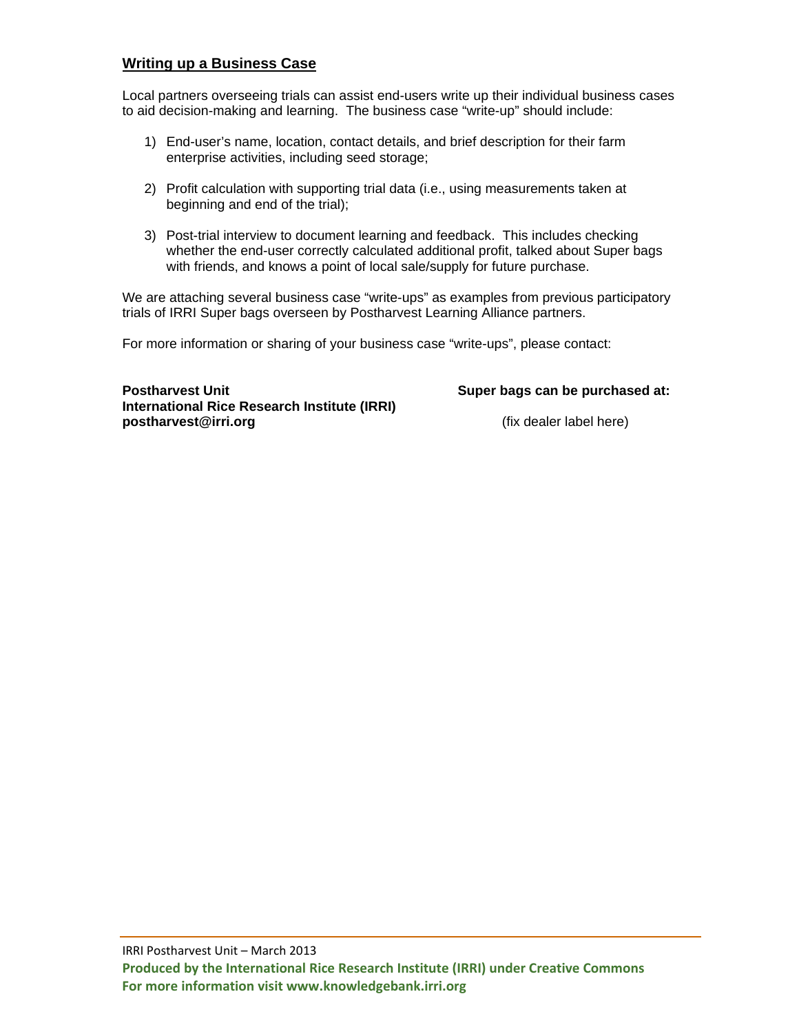## Writing up a Business Case

Local partners overseeing trials can assist end-users write up their individual business cases to aid decision-making and learning. The business case "write-up" should include:

1) End-user's name, location, contact details, and brief description for their farm enterprise activities, including seed storage;

2) Profit calculation with supporting trial data (i.e., using measurements taken at beginning and end of the trial);

3) Post-trial interview to document learning and feedback. This includes checking whether the end-user correctly calculated additional profit, talked about Super bags with friends, and knows a point of local sale/supply for future purchase.

We are attaching several business case "write-ups" as examples from previous participatory trials of IRRI Super bags overseen by Postharvest Learning Alliance partners.

For more information or sharing of your business case "write-ups", please contact:

**Postharvest Unit**
**International Rice Research Institute (IRRI)**
**postharvest@irri.org**

**Super bags can be purchased at:**

(fix dealer label here)

IRRI Postharvest Unit – March 2013

**Produced by the International Rice Research Institute (IRRI) under Creative Commons**
**For more information visit www.knowledgebank.irri.org**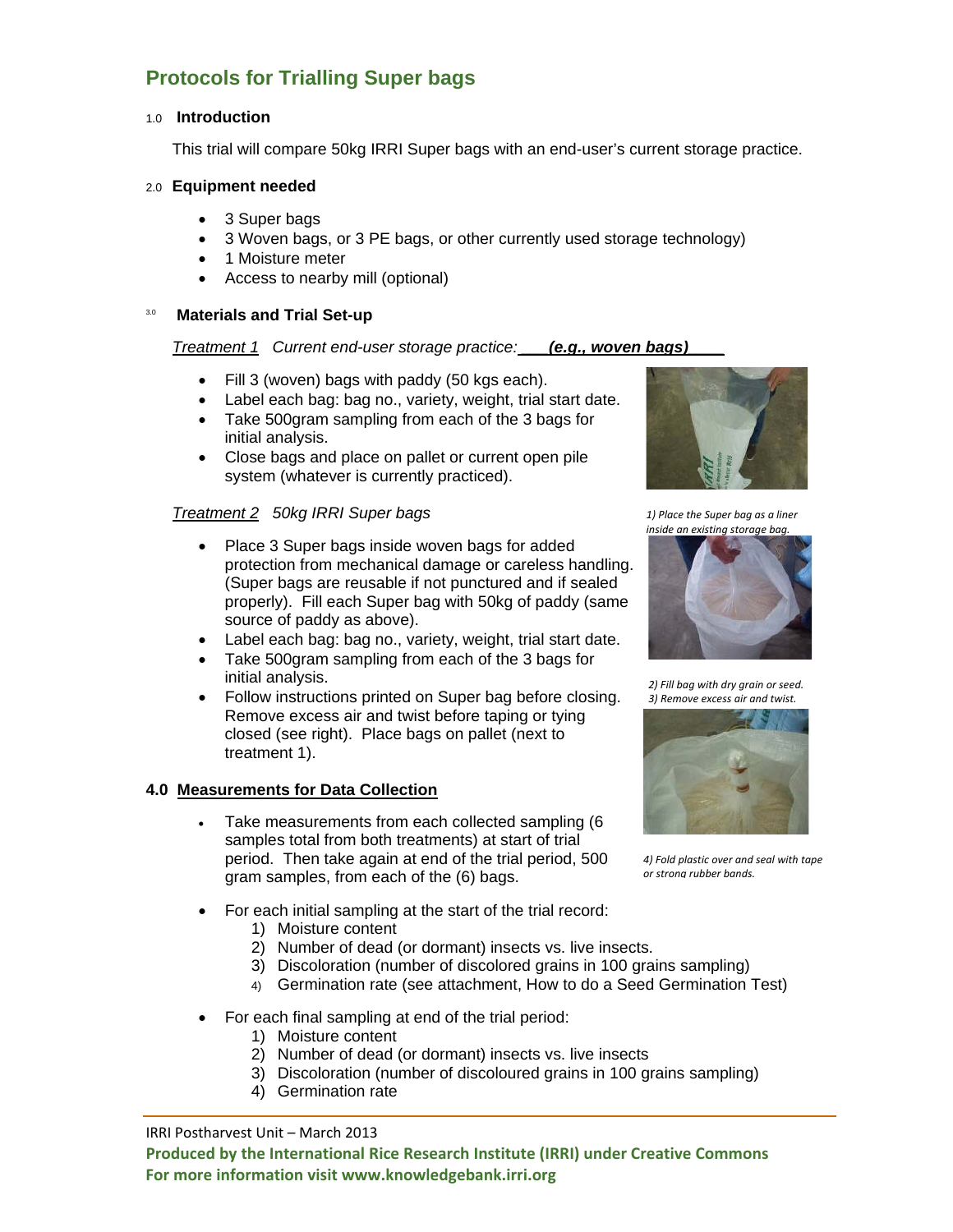# Protocols for Trialling Super bags

## 1.0 Introduction

This trial will compare 50kg IRRI Super bags with an end-user's current storage practice.

## 2.0 Equipment needed

- 3 Super bags
- 3 Woven bags, or 3 PE bags, or other currently used storage technology)
- 1 Moisture meter
- Access to nearby mill (optional)

## 3.0 Materials and Trial Set-up

*Treatment 1 Current end-user storage practice:* ***(e.g., woven bags)***

- Fill 3 (woven) bags with paddy (50 kgs each).
- Label each bag: bag no., variety, weight, trial start date.
- Take 500gram sampling from each of the 3 bags for initial analysis.
- Close bags and place on pallet or current open pile system (whatever is currently practiced).

*Treatment 2 50kg IRRI Super bags*

- Place 3 Super bags inside woven bags for added protection from mechanical damage or careless handling. (Super bags are reusable if not punctured and if sealed properly). Fill each Super bag with 50kg of paddy (same source of paddy as above).
- Label each bag: bag no., variety, weight, trial start date.
- Take 500gram sampling from each of the 3 bags for initial analysis.
- Follow instructions printed on Super bag before closing. Remove excess air and twist before taping or tying closed (see right). Place bags on pallet (next to treatment 1).

*1) Place the Super bag as a liner inside an existing storage bag.*

*2) Fill bag with dry grain or seed.*
*3) Remove excess air and twist.*

*4) Fold plastic over and seal with tape or strong rubber bands.*

## 4.0 Measurements for Data Collection

- Take measurements from each collected sampling (6 samples total from both treatments) at start of trial period. Then take again at end of the trial period, 500 gram samples, from each of the (6) bags.

- For each initial sampling at the start of the trial record:
  1) Moisture content
  2) Number of dead (or dormant) insects vs. live insects.
  3) Discoloration (number of discolored grains in 100 grains sampling)
  4) Germination rate (see attachment, How to do a Seed Germination Test)

- For each final sampling at end of the trial period:
  1) Moisture content
  2) Number of dead (or dormant) insects vs. live insects
  3) Discoloration (number of discoloured grains in 100 grains sampling)
  4) Germination rate

IRRI Postharvest Unit – March 2013

**Produced by the International Rice Research Institute (IRRI) under Creative Commons**
**For more information visit www.knowledgebank.irri.org**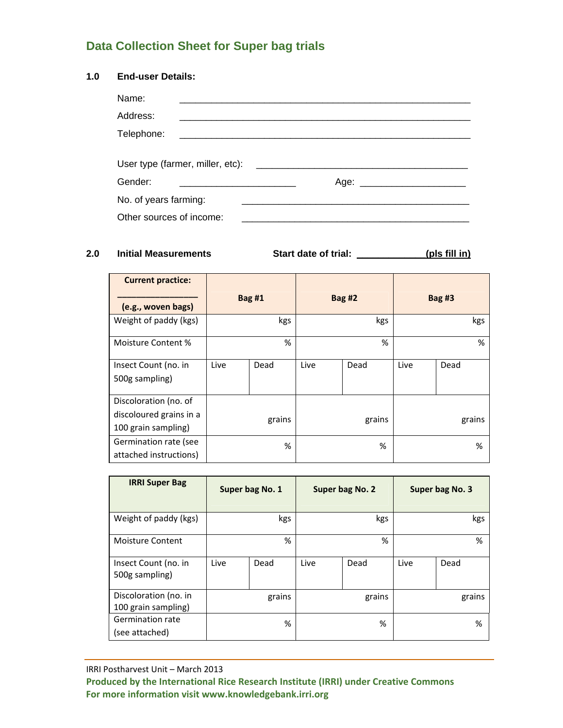## Data Collection Sheet for Super bag trials

**1.0 End-user Details:**

Name: ___________________________________________

Address: ___________________________________________

Telephone: ___________________________________________

User type (farmer, miller, etc): ______________________________

Gender: ____________________ Age: ____________________

No. of years farming: ______________________________

Other sources of income: ______________________________

**2.0 Initial Measurements** **Start date of trial: ____________ (pls fill in)**

| **Current practice:** ________________ **(e.g., woven bags)** | **Bag #1** | | **Bag #2** | | **Bag #3** | |
|---|---|---|---|---|---|---|
| Weight of paddy (kgs) | kgs | | kgs | | kgs | |
| Moisture Content % | % | | % | | % | |
| Insect Count (no. in 500g sampling) | Live | Dead | Live | Dead | Live | Dead |
| Discoloration (no. of discoloured grains in a 100 grain sampling) | grains | | grains | | grains | |
| Germination rate (see attached instructions) | % | | % | | % | |

| **IRRI Super Bag** | **Super bag No. 1** | | **Super bag No. 2** | | **Super bag No. 3** | |
|---|---|---|---|---|---|---|
| Weight of paddy (kgs) | kgs | | kgs | | kgs | |
| Moisture Content | % | | % | | % | |
| Insect Count (no. in 500g sampling) | Live | Dead | Live | Dead | Live | Dead |
| Discoloration (no. in 100 grain sampling) | grains | | grains | | grains | |
| Germination rate (see attached) | % | | % | | % | |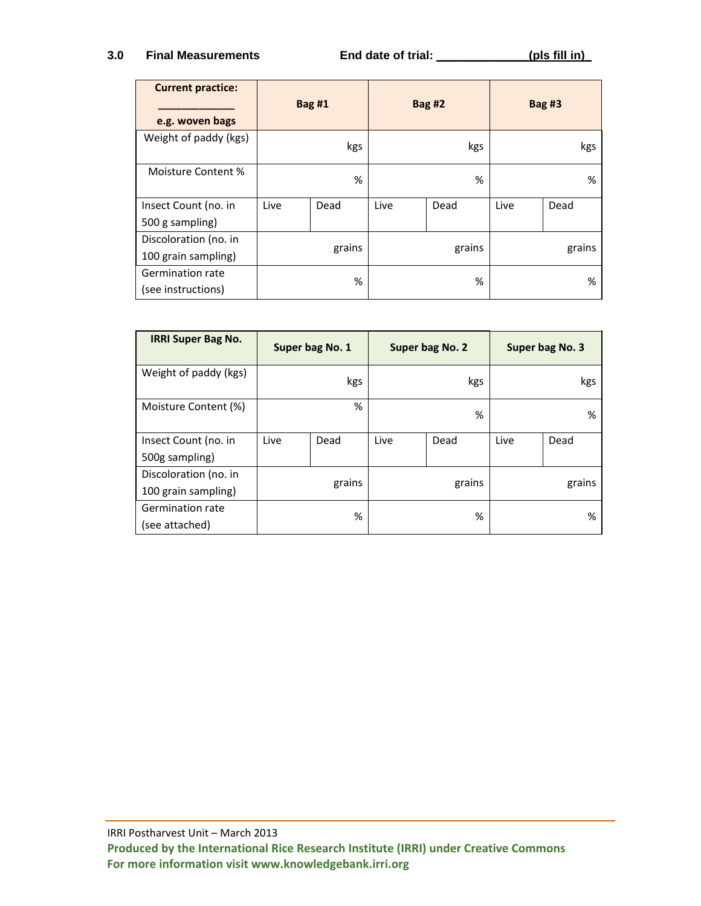### 3.0 Final Measurements

**End date of trial: _____________ (pls fill in)**

| **Current practice: _____________ e.g. woven bags** | **Bag #1** | | **Bag #2** | | **Bag #3** | |
|---|---|---|---|---|---|---|
| Weight of paddy (kgs) | kgs | | kgs | | kgs | |
| Moisture Content % | % | | % | | % | |
| Insect Count (no. in 500 g sampling) | Live | Dead | Live | Dead | Live | Dead |
| Discoloration (no. in 100 grain sampling) | grains | | grains | | grains | |
| Germination rate (see instructions) | % | | % | | % | |

| **IRRI Super Bag No.** | **Super bag No. 1** | | **Super bag No. 2** | | **Super bag No. 3** | |
|---|---|---|---|---|---|---|
| Weight of paddy (kgs) | kgs | | kgs | | kgs | |
| Moisture Content (%) | % | | % | | % | |
| Insect Count (no. in 500g sampling) | Live | Dead | Live | Dead | Live | Dead |
| Discoloration (no. in 100 grain sampling) | grains | | grains | | grains | |
| Germination rate (see attached) | % | | % | | % | |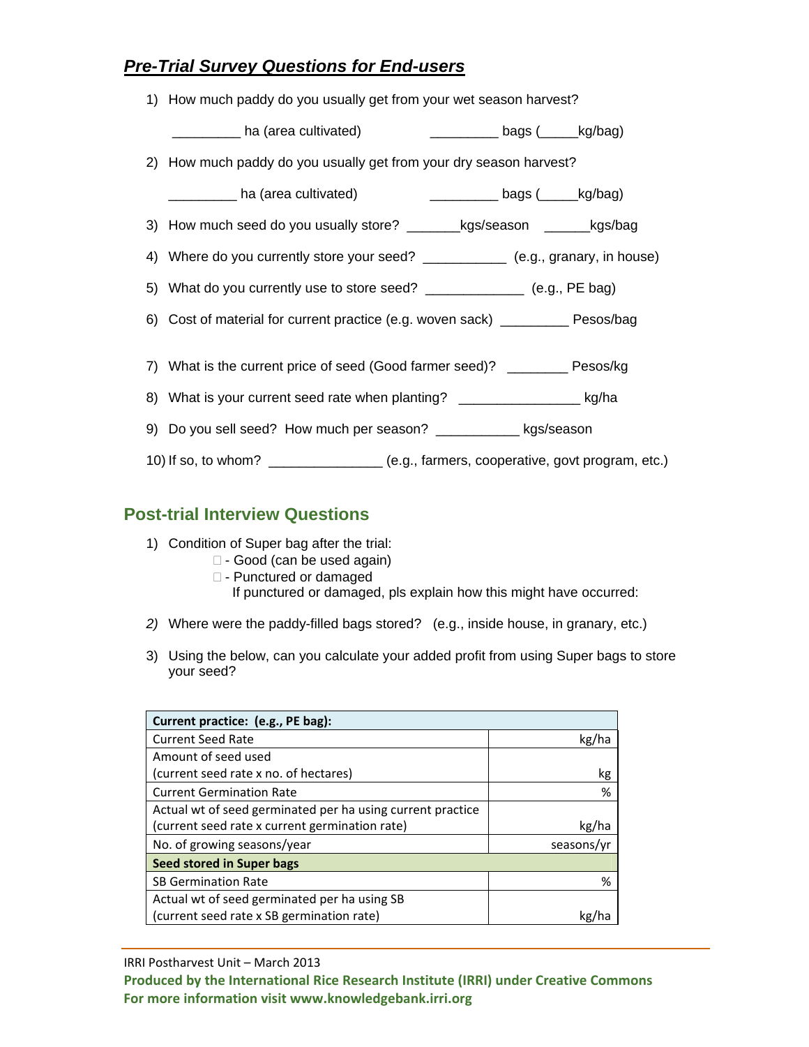## *Pre-Trial Survey Questions for End-users*

1) How much paddy do you usually get from your wet season harvest?

   _________ ha (area cultivated) _________ bags (_____kg/bag)

2) How much paddy do you usually get from your dry season harvest?

   _________ ha (area cultivated) _________ bags (_____kg/bag)

3) How much seed do you usually store? _______kgs/season ______kgs/bag

4) Where do you currently store your seed? ___________ (e.g., granary, in house)

5) What do you currently use to store seed? _____________ (e.g., PE bag)

6) Cost of material for current practice (e.g. woven sack) _________ Pesos/bag

7) What is the current price of seed (Good farmer seed)? ________ Pesos/kg

8) What is your current seed rate when planting? ________________ kg/ha

9) Do you sell seed? How much per season? ___________ kgs/season

10) If so, to whom? _______________ (e.g., farmers, cooperative, govt program, etc.)

## Post-trial Interview Questions

1) Condition of Super bag after the trial:
   - ☐ - Good (can be used again)
   - ☐ - Punctured or damaged

   If punctured or damaged, pls explain how this might have occurred:

2) Where were the paddy-filled bags stored? (e.g., inside house, in granary, etc.)

3) Using the below, can you calculate your added profit from using Super bags to store your seed?

| **Current practice: (e.g., PE bag):** | |
|---|---|
| Current Seed Rate | kg/ha |
| Amount of seed used (current seed rate x no. of hectares) | kg |
| Current Germination Rate | % |
| Actual wt of seed germinated per ha using current practice (current seed rate x current germination rate) | kg/ha |
| No. of growing seasons/yr | seasons/yr |
| **Seed stored in Super bags** | |
| SB Germination Rate | % |
| Actual wt of seed germinated per ha using SB (current seed rate x SB germination rate) | kg/ha |

IRRI Postharvest Unit – March 2013

**Produced by the International Rice Research Institute (IRRI) under Creative Commons**
**For more information visit www.knowledgebank.irri.org**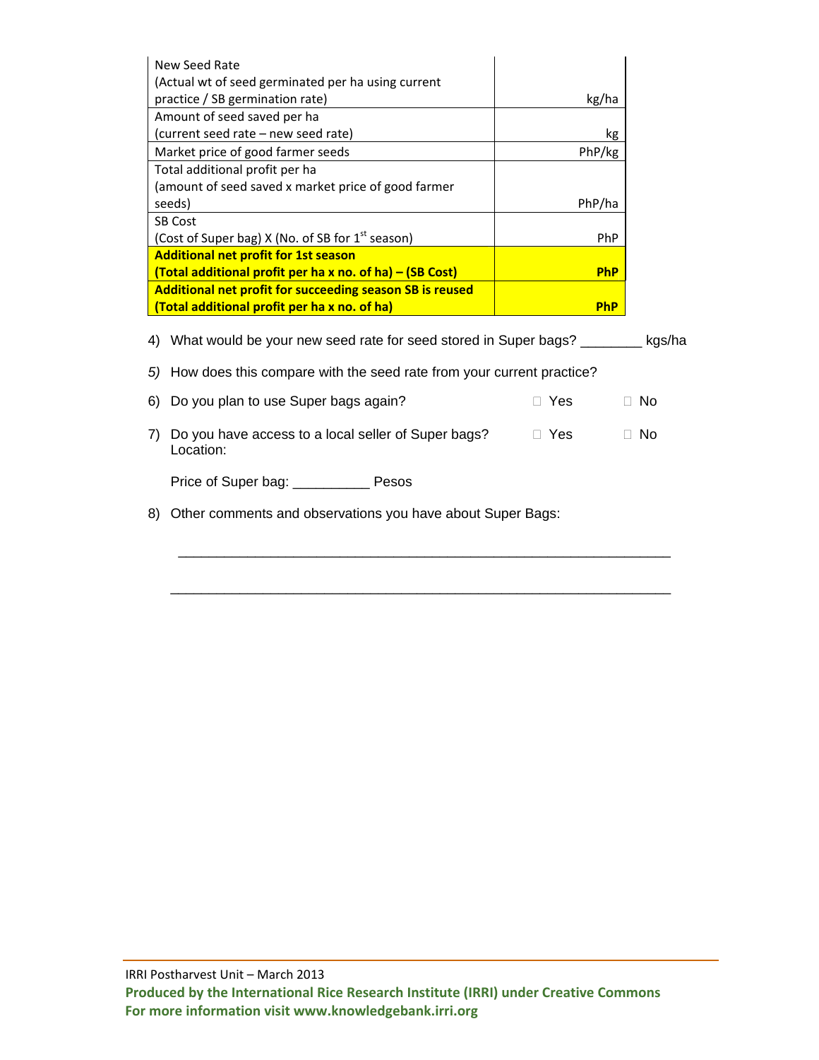| | |
|---|---|
| New Seed Rate<br>(Actual wt of seed germinated per ha using current practice / SB germination rate) | kg/ha |
| Amount of seed saved per ha<br>(current seed rate – new seed rate) | kg |
| Market price of good farmer seeds | PhP/kg |
| Total additional profit per ha<br>(amount of seed saved x market price of good farmer seeds) | PhP/ha |
| SB Cost<br>(Cost of Super bag) X (No. of SB for 1st season) | PhP |
| **Additional net profit for 1st season**<br>**(Total additional profit per ha x no. of ha) – (SB Cost)** | **PhP** |
| **Additional net profit for succeeding season SB is reused**<br>**(Total additional profit per ha x no. of ha)** | **PhP** |

4) What would be your new seed rate for seed stored in Super bags? ________ kgs/ha

*5)* How does this compare with the seed rate from your current practice?

6) Do you plan to use Super bags again? ☐ Yes ☐ No

7) Do you have access to a local seller of Super bags? ☐ Yes ☐ No
Location:

Price of Super bag: __________ Pesos

8) Other comments and observations you have about Super Bags:

_______________________________________________________________

_______________________________________________________________

IRRI Postharvest Unit – March 2013

**Produced by the International Rice Research Institute (IRRI) under Creative Commons**
**For more information visit www.knowledgebank.irri.org**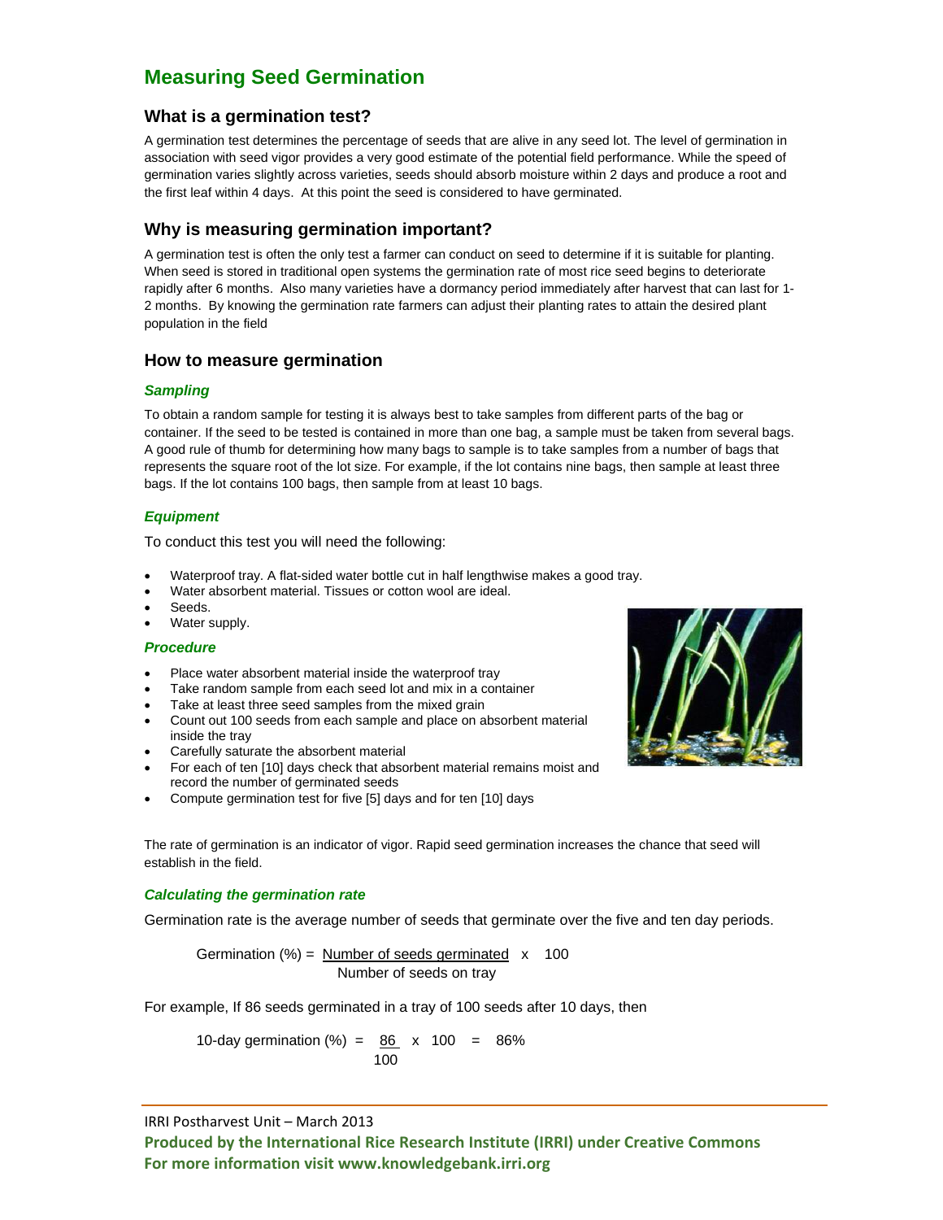# Measuring Seed Germination

## What is a germination test?

A germination test determines the percentage of seeds that are alive in any seed lot. The level of germination in association with seed vigor provides a very good estimate of the potential field performance. While the speed of germination varies slightly across varieties, seeds should absorb moisture within 2 days and produce a root and the first leaf within 4 days. At this point the seed is considered to have germinated.

## Why is measuring germination important?

A germination test is often the only test a farmer can conduct on seed to determine if it is suitable for planting. When seed is stored in traditional open systems the germination rate of most rice seed begins to deteriorate rapidly after 6 months. Also many varieties have a dormancy period immediately after harvest that can last for 1-2 months. By knowing the germination rate farmers can adjust their planting rates to attain the desired plant population in the field

## How to measure germination

### *Sampling*

To obtain a random sample for testing it is always best to take samples from different parts of the bag or container. If the seed to be tested is contained in more than one bag, a sample must be taken from several bags. A good rule of thumb for determining how many bags to sample is to take samples from a number of bags that represents the square root of the lot size. For example, if the lot contains nine bags, then sample at least three bags. If the lot contains 100 bags, then sample from at least 10 bags.

### *Equipment*

To conduct this test you will need the following:

- Waterproof tray. A flat-sided water bottle cut in half lengthwise makes a good tray.
- Water absorbent material. Tissues or cotton wool are ideal.
- Seeds.
- Water supply.

### *Procedure*

- Place water absorbent material inside the waterproof tray
- Take random sample from each seed lot and mix in a container
- Take at least three seed samples from the mixed grain
- Count out 100 seeds from each sample and place on absorbent material inside the tray
- Carefully saturate the absorbent material
- For each of ten [10] days check that absorbent material remains moist and record the number of germinated seeds
- Compute germination test for five [5] days and for ten [10] days

The rate of germination is an indicator of vigor. Rapid seed germination increases the chance that seed will establish in the field.

### *Calculating the germination rate*

Germination rate is the average number of seeds that germinate over the five and ten day periods.

$$\text{Germination (\%)} = \frac{\text{Number of seeds germinated}}{\text{Number of seeds on tray}} \times 100$$

For example, If 86 seeds germinated in a tray of 100 seeds after 10 days, then

$$\text{10-day germination (\%)} = \frac{86}{100} \times 100 = 86\%$$

IRRI Postharvest Unit – March 2013

**Produced by the International Rice Research Institute (IRRI) under Creative Commons**
**For more information visit www.knowledgebank.irri.org**